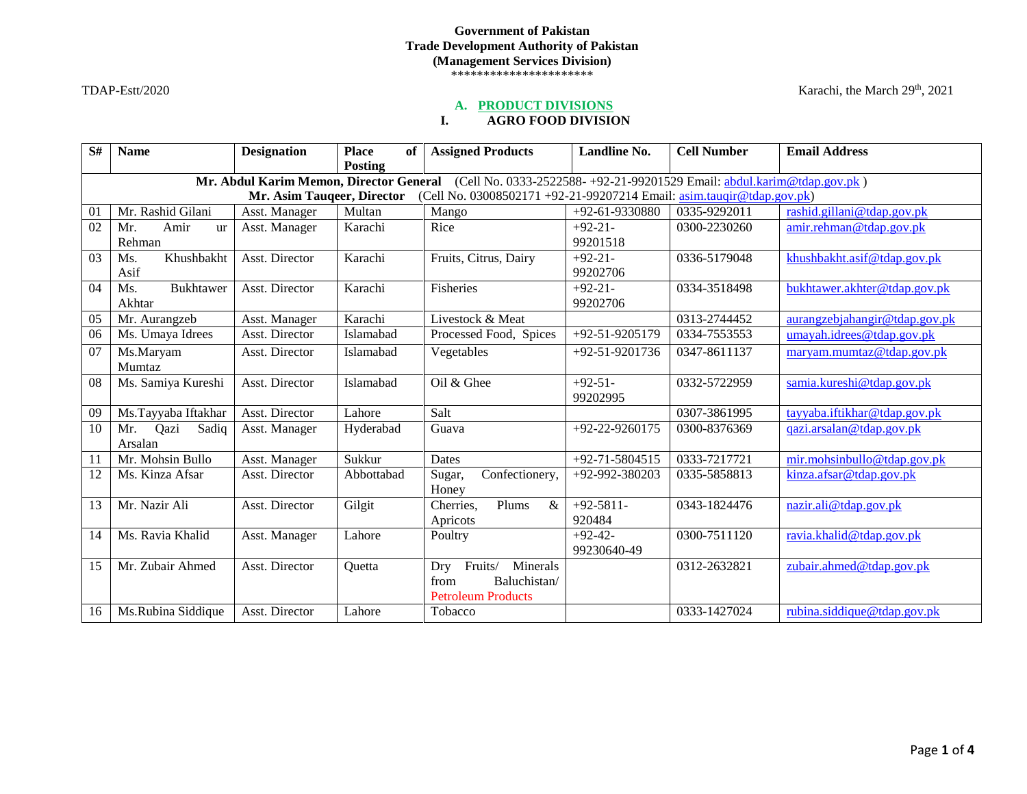**Government of Pakistan**
**Trade Development Authority of Pakistan**
**(Management Services Division)**
**********************

TDAP-Estt/2020

Karachi, the March 29th, 2021

## A. PRODUCT DIVISIONS

### I. AGRO FOOD DIVISION

| S# | Name | Designation | Place of Posting | Assigned Products | Landline No. | Cell Number | Email Address |
|---|---|---|---|---|---|---|---|
| **Mr. Abdul Karim Memon, Director General** (Cell No. 0333-2522588- +92-21-99201529 Email: abdul.karim@tdap.gov.pk ) | | | | | | | |
| **Mr. Asim Tauqeer, Director** (Cell No. 03008502171 +92-21-99207214 Email: asim.tauqir@tdap.gov.pk) | | | | | | | |
| 01 | Mr. Rashid Gilani | Asst. Manager | Multan | Mango | +92-61-9330880 | 0335-9292011 | rashid.gillani@tdap.gov.pk |
| 02 | Mr. Amir ur Rehman | Asst. Manager | Karachi | Rice | +92-21-99201518 | 0300-2230260 | amir.rehman@tdap.gov.pk |
| 03 | Ms. Khushbakht Asif | Asst. Director | Karachi | Fruits, Citrus, Dairy | +92-21-99202706 | 0336-5179048 | khushbakht.asif@tdap.gov.pk |
| 04 | Ms. Bukhtawer Akhtar | Asst. Director | Karachi | Fisheries | +92-21-99202706 | 0334-3518498 | bukhtawer.akhter@tdap.gov.pk |
| 05 | Mr. Aurangzeb | Asst. Manager | Karachi | Livestock & Meat | | 0313-2744452 | aurangzebjahangir@tdap.gov.pk |
| 06 | Ms. Umaya Idrees | Asst. Director | Islamabad | Processed Food, Spices | +92-51-9205179 | 0334-7553553 | umayah.idrees@tdap.gov.pk |
| 07 | Ms.Maryam Mumtaz | Asst. Director | Islamabad | Vegetables | +92-51-9201736 | 0347-8611137 | maryam.mumtaz@tdap.gov.pk |
| 08 | Ms. Samiya Kureshi | Asst. Director | Islamabad | Oil & Ghee | +92-51-99202995 | 0332-5722959 | samia.kureshi@tdap.gov.pk |
| 09 | Ms.Tayyaba Iftakhar | Asst. Director | Lahore | Salt | | 0307-3861995 | tayyaba.iftikhar@tdap.gov.pk |
| 10 | Mr. Qazi Sadiq Arsalan | Asst. Manager | Hyderabad | Guava | +92-22-9260175 | 0300-8376369 | qazi.arsalan@tdap.gov.pk |
| 11 | Mr. Mohsin Bullo | Asst. Manager | Sukkur | Dates | +92-71-5804515 | 0333-7217721 | mir.mohsinbullo@tdap.gov.pk |
| 12 | Ms. Kinza Afsar | Asst. Director | Abbottabad | Sugar, Confectionery, Honey | +92-992-380203 | 0335-5858813 | kinza.afsar@tdap.gov.pk |
| 13 | Mr. Nazir Ali | Asst. Director | Gilgit | Cherries, Plums & Apricots | +92-5811-920484 | 0343-1824476 | nazir.ali@tdap.gov.pk |
| 14 | Ms. Ravia Khalid | Asst. Manager | Lahore | Poultry | +92-42-99230640-49 | 0300-7511120 | ravia.khalid@tdap.gov.pk |
| 15 | Mr. Zubair Ahmed | Asst. Director | Quetta | Dry Fruits/ Minerals from Baluchistan/ Petroleum Products | | 0312-2632821 | zubair.ahmed@tdap.gov.pk |
| 16 | Ms.Rubina Siddique | Asst. Director | Lahore | Tobacco | | 0333-1427024 | rubina.siddique@tdap.gov.pk |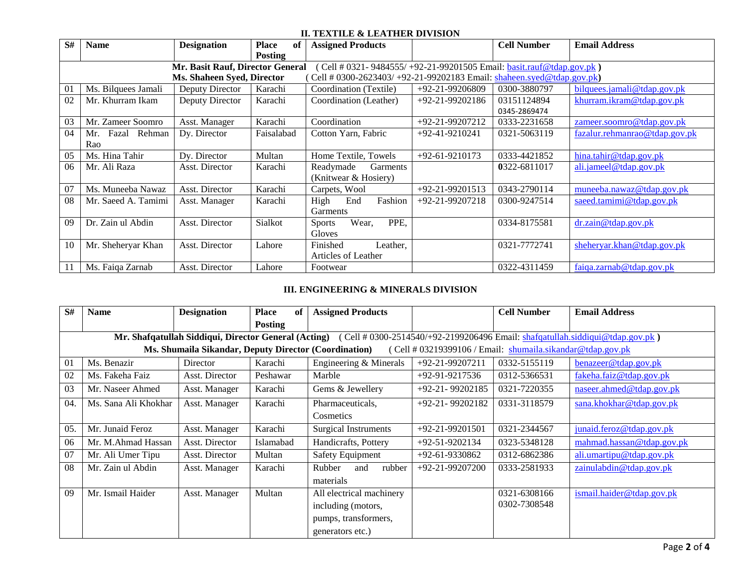## II. TEXTILE & LEATHER DIVISION

| S# | Name | Designation | Place of Posting | Assigned Products | | Cell Number | Email Address |
|---|---|---|---|---|---|---|---|
| **Mr. Basit Rauf, Director General** ( Cell # 0321- 9484555/ +92-21-99201505 Email: basit.rauf@tdap.gov.pk ) | | | | | | | |
| **Ms. Shaheen Syed, Director** ( Cell # 0300-2623403/ +92-21-99202183 Email: shaheen.syed@tdap.gov.pk) | | | | | | | |
| 01 | Ms. Bilquees Jamali | Deputy Director | Karachi | Coordination (Textile) | +92-21-99206809 | 0300-3880797 | bilquees.jamali@tdap.gov.pk |
| 02 | Mr. Khurram Ikam | Deputy Director | Karachi | Coordination (Leather) | +92-21-99202186 | 03151124894 0345-2869474 | khurram.ikram@tdap.gov.pk |
| 03 | Mr. Zameer Soomro | Asst. Manager | Karachi | Coordination | +92-21-99207212 | 0333-2231658 | zameer.soomro@tdap.gov.pk |
| 04 | Mr. Fazal Rehman Rao | Dy. Director | Faisalabad | Cotton Yarn, Fabric | +92-41-9210241 | 0321-5063119 | fazalur.rehmanrao@tdap.gov.pk |
| 05 | Ms. Hina Tahir | Dy. Director | Multan | Home Textile, Towels | +92-61-9210173 | 0333-4421852 | hina.tahir@tdap.gov.pk |
| 06 | Mr. Ali Raza | Asst. Director | Karachi | Readymade Garments (Knitwear & Hosiery) | | **0**322-6811017 | ali.jameel@tdap.gov.pk |
| 07 | Ms. Muneeba Nawaz | Asst. Director | Karachi | Carpets, Wool | +92-21-99201513 | 0343-2790114 | muneeba.nawaz@tdap.gov.pk |
| 08 | Mr. Saeed A. Tamimi | Asst. Manager | Karachi | High End Fashion Garments | +92-21-99207218 | 0300-9247514 | saeed.tamimi@tdap.gov.pk |
| 09 | Dr. Zain ul Abdin | Asst. Director | Sialkot | Sports Wear, PPE, Gloves | | 0334-8175581 | dr.zain@tdap.gov.pk |
| 10 | Mr. Sheheryar Khan | Asst. Director | Lahore | Finished Leather, Articles of Leather | | 0321-7772741 | sheheryar.khan@tdap.gov.pk |
| 11 | Ms. Faiqa Zarnab | Asst. Director | Lahore | Footwear | | 0322-4311459 | faiqa.zarnab@tdap.gov.pk |

## III. ENGINEERING & MINERALS DIVISION

| S# | Name | Designation | Place of Posting | Assigned Products | | Cell Number | Email Address |
|---|---|---|---|---|---|---|---|
| **Mr. Shafqatullah Siddiqui, Director General (Acting)** ( Cell # 0300-2514540/+92-2199206496 Email: shafqatullah.siddiqui@tdap.gov.pk ) | | | | | | | |
| **Ms. Shumaila Sikandar, Deputy Director (Coordination)** ( Cell # 03219399106 / Email: shumaila.sikandar@tdap.gov.pk | | | | | | | |
| 01 | Ms. Benazir | Director | Karachi | Engineering & Minerals | +92-21-99207211 | 0332-5155119 | benazeer@tdap.gov.pk |
| 02 | Ms. Fakeha Faiz | Asst. Director | Peshawar | Marble | +92-91-9217536 | 0312-5366531 | fakeha.faiz@tdap.gov.pk |
| 03 | Mr. Naseer Ahmed | Asst. Manager | Karachi | Gems & Jewellery | +92-21- 99202185 | 0321-7220355 | naseer.ahmed@tdap.gov.pk |
| 04. | Ms. Sana Ali Khokhar | Asst. Manager | Karachi | Pharmaceuticals, Cosmetics | +92-21- 99202182 | 0331-3118579 | sana.khokhar@tdap.gov.pk |
| 05. | Mr. Junaid Feroz | Asst. Manager | Karachi | Surgical Instruments | +92-21-99201501 | 0321-2344567 | junaid.feroz@tdap.gov.pk |
| 06 | Mr. M.Ahmad Hassan | Asst. Director | Islamabad | Handicrafts, Pottery | +92-51-9202134 | 0323-5348128 | mahmad.hassan@tdap.gov.pk |
| 07 | Mr. Ali Umer Tipu | Asst. Director | Multan | Safety Equipment | +92-61-9330862 | 0312-6862386 | ali.umartipu@tdap.gov.pk |
| 08 | Mr. Zain ul Abdin | Asst. Manager | Karachi | Rubber and rubber materials | +92-21-99207200 | 0333-2581933 | zainulabdin@tdap.gov.pk |
| 09 | Mr. Ismail Haider | Asst. Manager | Multan | All electrical machinery including (motors, pumps, transformers, generators etc.) | | 0321-6308166 0302-7308548 | ismail.haider@tdap.gov.pk |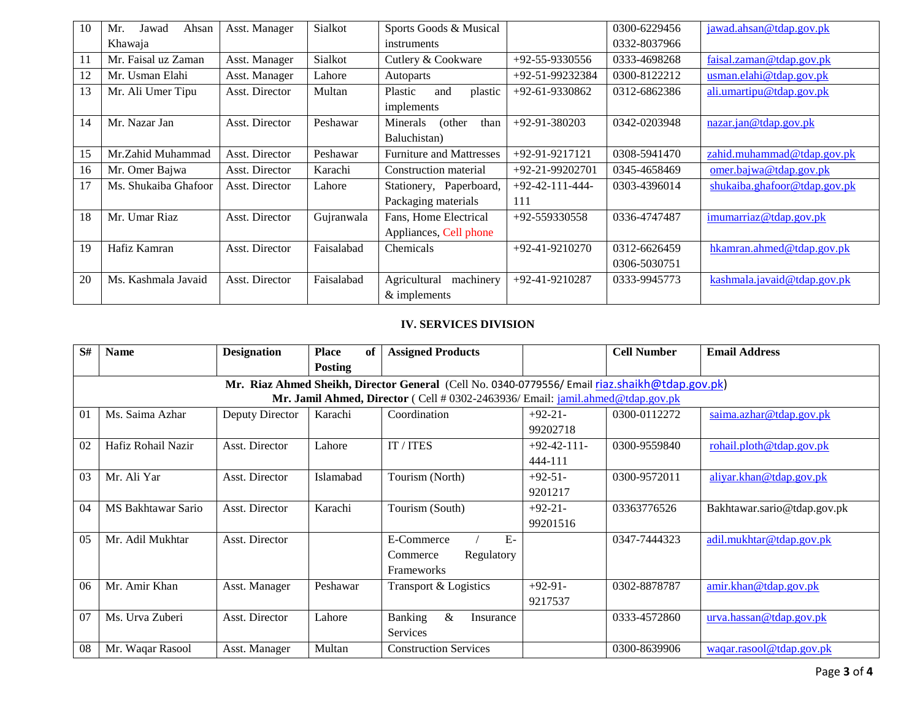| 10 | Mr. Jawad Ahsan Khawaja | Asst. Manager | Sialkot | Sports Goods & Musical instruments | | 0300-6229456 0332-8037966 | jawad.ahsan@tdap.gov.pk |
|---|---|---|---|---|---|---|---|
| 11 | Mr. Faisal uz Zaman | Asst. Manager | Sialkot | Cutlery & Cookware | +92-55-9330556 | 0333-4698268 | faisal.zaman@tdap.gov.pk |
| 12 | Mr. Usman Elahi | Asst. Manager | Lahore | Autoparts | +92-51-99232384 | 0300-8122212 | usman.elahi@tdap.gov.pk |
| 13 | Mr. Ali Umer Tipu | Asst. Director | Multan | Plastic and plastic implements | +92-61-9330862 | 0312-6862386 | ali.umartipu@tdap.gov.pk |
| 14 | Mr. Nazar Jan | Asst. Director | Peshawar | Minerals (other than Baluchistan) | +92-91-380203 | 0342-0203948 | nazar.jan@tdap.gov.pk |
| 15 | Mr.Zahid Muhammad | Asst. Director | Peshawar | Furniture and Mattresses | +92-91-9217121 | 0308-5941470 | zahid.muhammad@tdap.gov.pk |
| 16 | Mr. Omer Bajwa | Asst. Director | Karachi | Construction material | +92-21-99202701 | 0345-4658469 | omer.bajwa@tdap.gov.pk |
| 17 | Ms. Shukaiba Ghafoor | Asst. Director | Lahore | Stationery, Paperboard, Packaging materials | +92-42-111-444-111 | 0303-4396014 | shukaiba.ghafoor@tdap.gov.pk |
| 18 | Mr. Umar Riaz | Asst. Director | Gujranwala | Fans, Home Electrical Appliances, Cell phone | +92-559330558 | 0336-4747487 | imumarriaz@tdap.gov.pk |
| 19 | Hafiz Kamran | Asst. Director | Faisalabad | Chemicals | +92-41-9210270 | 0312-6626459 0306-5030751 | hkamran.ahmed@tdap.gov.pk |
| 20 | Ms. Kashmala Javaid | Asst. Director | Faisalabad | Agricultural machinery & implements | +92-41-9210287 | 0333-9945773 | kashmala.javaid@tdap.gov.pk |

## IV. SERVICES DIVISION

| S# | Name | Designation | Place of Posting | Assigned Products | | Cell Number | Email Address |
|---|---|---|---|---|---|---|---|
| **Mr. Riaz Ahmed Sheikh, Director General** (Cell No. 0340-0779556/ Email riaz.shaikh@tdap.gov.pk) **Mr. Jamil Ahmed, Director** ( Cell # 0302-2463936/ Email: jamil.ahmed@tdap.gov.pk | | | | | | | |
| 01 | Ms. Saima Azhar | Deputy Director | Karachi | Coordination | +92-21-99202718 | 0300-0112272 | saima.azhar@tdap.gov.pk |
| 02 | Hafiz Rohail Nazir | Asst. Director | Lahore | IT / ITES | +92-42-111-444-111 | 0300-9559840 | rohail.ploth@tdap.gov.pk |
| 03 | Mr. Ali Yar | Asst. Director | Islamabad | Tourism (North) | +92-51-9201217 | 0300-9572011 | aliyar.khan@tdap.gov.pk |
| 04 | MS Bakhtawar Sario | Asst. Director | Karachi | Tourism (South) | +92-21-99201516 | 03363776526 | Bakhtawar.sario@tdap.gov.pk |
| 05 | Mr. Adil Mukhtar | Asst. Director | | E-Commerce / E-Commerce Regulatory Frameworks | | 0347-7444323 | adil.mukhtar@tdap.gov.pk |
| 06 | Mr. Amir Khan | Asst. Manager | Peshawar | Transport & Logistics | +92-91-9217537 | 0302-8878787 | amir.khan@tdap.gov.pk |
| 07 | Ms. Urva Zuberi | Asst. Director | Lahore | Banking & Insurance Services | | 0333-4572860 | urva.hassan@tdap.gov.pk |
| 08 | Mr. Waqar Rasool | Asst. Manager | Multan | Construction Services | | 0300-8639906 | waqar.rasool@tdap.gov.pk |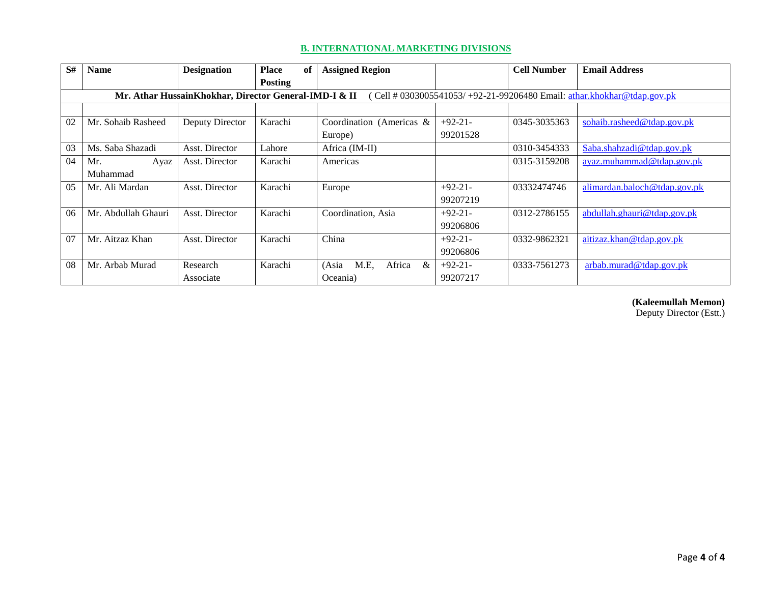## B. INTERNATIONAL MARKETING DIVISIONS

| S# | Name | Designation | Place of Posting | Assigned Region | | Cell Number | Email Address |
|---|---|---|---|---|---|---|---|
| **Mr. Athar HussainKhokhar, Director General-IMD-I & II** ( Cell # 0303005541053/ +92-21-99206480 Email: athar.khokhar@tdap.gov.pk | | | | | | | |
| | | | | | | | |
| 02 | Mr. Sohaib Rasheed | Deputy Director | Karachi | Coordination (Americas & Europe) | +92-21-99201528 | 0345-3035363 | sohaib.rasheed@tdap.gov.pk |
| 03 | Ms. Saba Shazadi | Asst. Director | Lahore | Africa (IM-II) | | 0310-3454333 | Saba.shahzadi@tdap.gov.pk |
| 04 | Mr. Ayaz Muhammad | Asst. Director | Karachi | Americas | | 0315-3159208 | ayaz.muhammad@tdap.gov.pk |
| 05 | Mr. Ali Mardan | Asst. Director | Karachi | Europe | +92-21-99207219 | 03332474746 | alimardan.baloch@tdap.gov.pk |
| 06 | Mr. Abdullah Ghauri | Asst. Director | Karachi | Coordination, Asia | +92-21-99206806 | 0312-2786155 | abdullah.ghauri@tdap.gov.pk |
| 07 | Mr. Aitzaz Khan | Asst. Director | Karachi | China | +92-21-99206806 | 0332-9862321 | aitizaz.khan@tdap.gov.pk |
| 08 | Mr. Arbab Murad | Research Associate | Karachi | (Asia M.E, Africa & Oceania) | +92-21-99207217 | 0333-7561273 | arbab.murad@tdap.gov.pk |

**(Kaleemullah Memon)**
Deputy Director (Estt.)